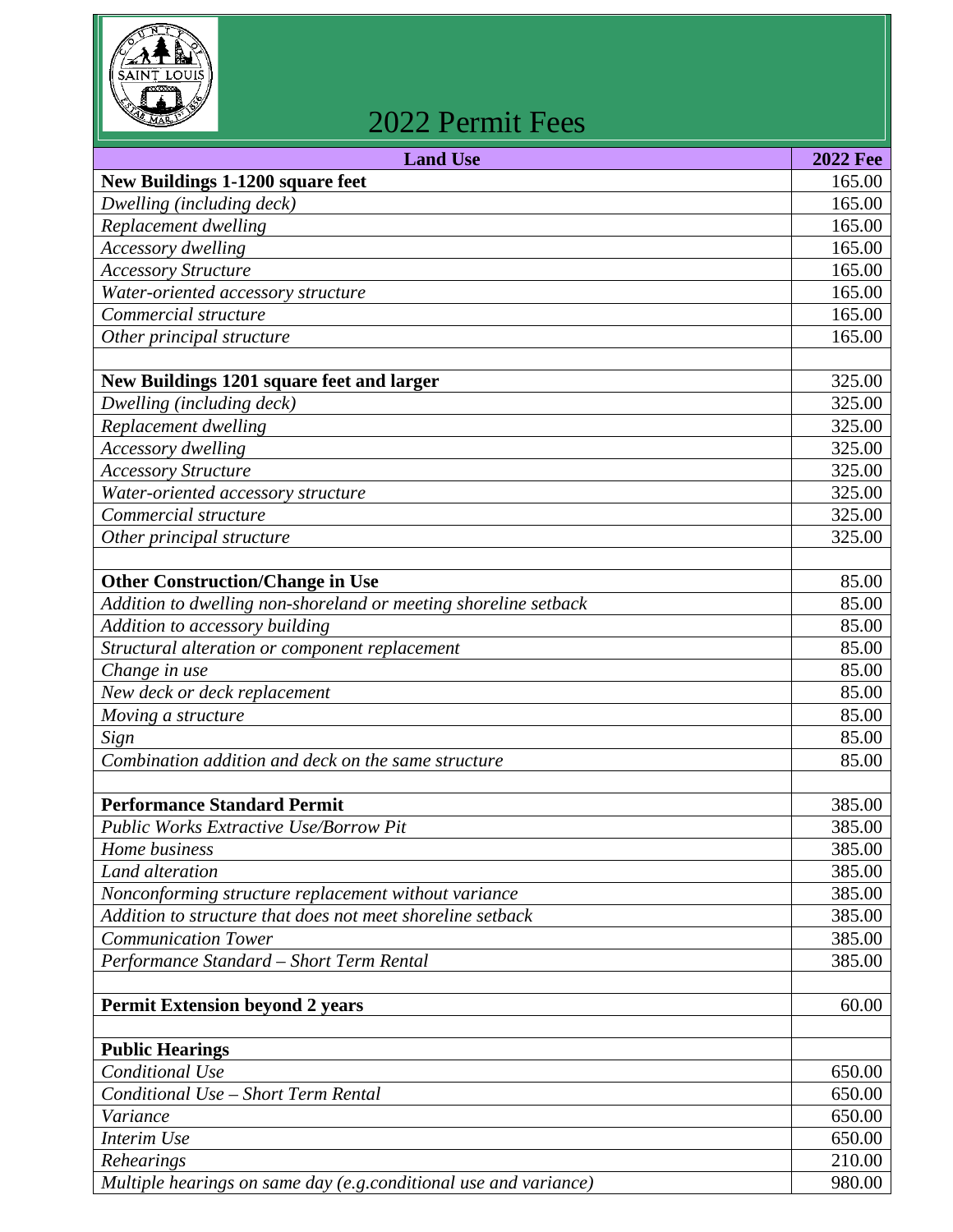# 2022 Permit Fees

| Land Use | 2022 Fee |
|---|---|
| **New Buildings 1-1200 square feet** | 165.00 |
| *Dwelling (including deck)* | 165.00 |
| *Replacement dwelling* | 165.00 |
| *Accessory dwelling* | 165.00 |
| *Accessory Structure* | 165.00 |
| *Water-oriented accessory structure* | 165.00 |
| *Commercial structure* | 165.00 |
| *Other principal structure* | 165.00 |
| | |
| **New Buildings 1201 square feet and larger** | 325.00 |
| *Dwelling (including deck)* | 325.00 |
| *Replacement dwelling* | 325.00 |
| *Accessory dwelling* | 325.00 |
| *Accessory Structure* | 325.00 |
| *Water-oriented accessory structure* | 325.00 |
| *Commercial structure* | 325.00 |
| *Other principal structure* | 325.00 |
| | |
| **Other Construction/Change in Use** | 85.00 |
| *Addition to dwelling non-shoreland or meeting shoreline setback* | 85.00 |
| *Addition to accessory building* | 85.00 |
| *Structural alteration or component replacement* | 85.00 |
| *Change in use* | 85.00 |
| *New deck or deck replacement* | 85.00 |
| *Moving a structure* | 85.00 |
| *Sign* | 85.00 |
| *Combination addition and deck on the same structure* | 85.00 |
| | |
| **Performance Standard Permit** | 385.00 |
| *Public Works Extractive Use/Borrow Pit* | 385.00 |
| *Home business* | 385.00 |
| *Land alteration* | 385.00 |
| *Nonconforming structure replacement without variance* | 385.00 |
| *Addition to structure that does not meet shoreline setback* | 385.00 |
| *Communication Tower* | 385.00 |
| *Performance Standard – Short Term Rental* | 385.00 |
| | |
| **Permit Extension beyond 2 years** | 60.00 |
| | |
| **Public Hearings** | |
| *Conditional Use* | 650.00 |
| *Conditional Use – Short Term Rental* | 650.00 |
| *Variance* | 650.00 |
| *Interim Use* | 650.00 |
| *Rehearings* | 210.00 |
| *Multiple hearings on same day (e.g.conditional use and variance)* | 980.00 |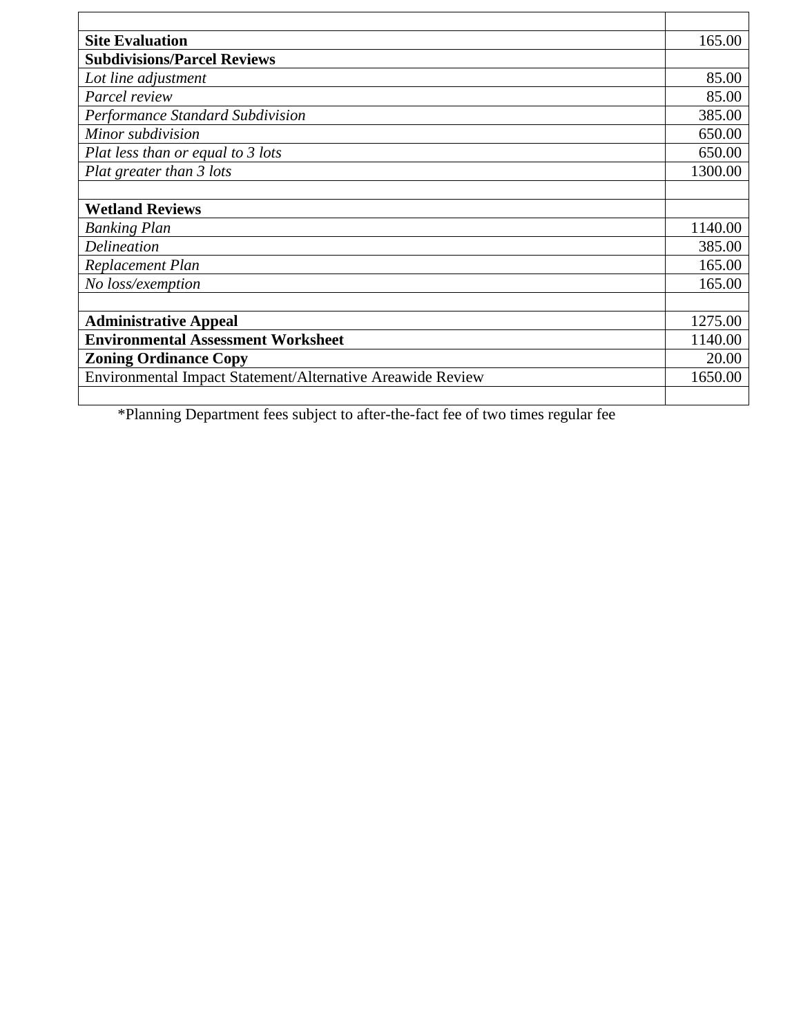| | |
|---|---|
| **Site Evaluation** | 165.00 |
| **Subdivisions/Parcel Reviews** | |
| *Lot line adjustment* | 85.00 |
| *Parcel review* | 85.00 |
| *Performance Standard Subdivision* | 385.00 |
| *Minor subdivision* | 650.00 |
| *Plat less than or equal to 3 lots* | 650.00 |
| *Plat greater than 3 lots* | 1300.00 |
| | |
| **Wetland Reviews** | |
| *Banking Plan* | 1140.00 |
| *Delineation* | 385.00 |
| *Replacement Plan* | 165.00 |
| *No loss/exemption* | 165.00 |
| | |
| **Administrative Appeal** | 1275.00 |
| **Environmental Assessment Worksheet** | 1140.00 |
| **Zoning Ordinance Copy** | 20.00 |
| Environmental Impact Statement/Alternative Areawide Review | 1650.00 |
| | |

*Planning Department fees subject to after-the-fact fee of two times regular fee